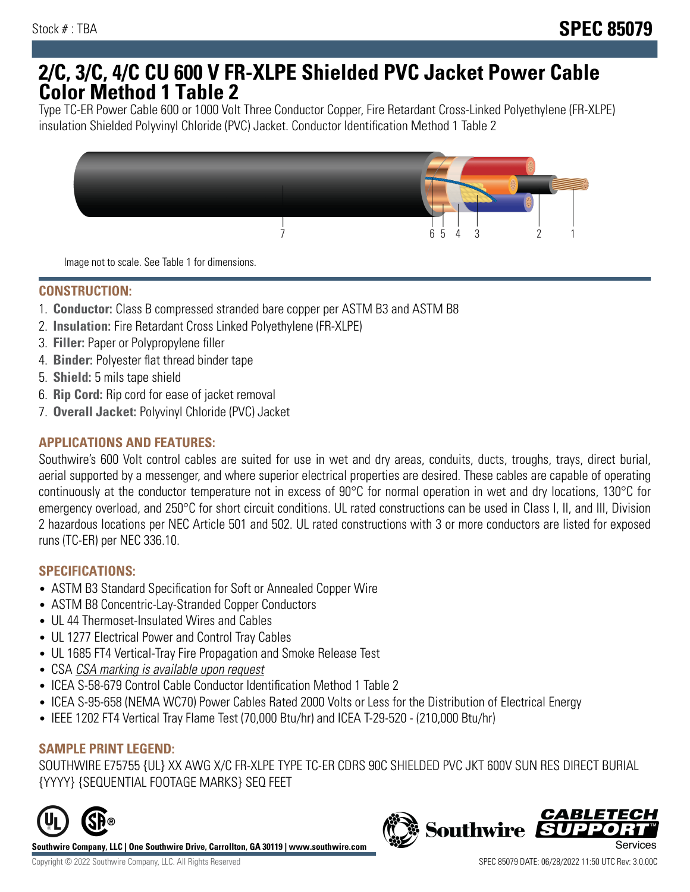Stock # : TBA

# SPEC 85079

# 2/C, 3/C, 4/C CU 600 V FR-XLPE Shielded PVC Jacket Power Cable Color Method 1 Table 2

Type TC-ER Power Cable 600 or 1000 Volt Three Conductor Copper, Fire Retardant Cross-Linked Polyethylene (FR-XLPE) insulation Shielded Polyvinyl Chloride (PVC) Jacket. Conductor Identification Method 1 Table 2

Image not to scale. See Table 1 for dimensions.

## CONSTRUCTION:

1. **Conductor:** Class B compressed stranded bare copper per ASTM B3 and ASTM B8
2. **Insulation:** Fire Retardant Cross Linked Polyethylene (FR-XLPE)
3. **Filler:** Paper or Polypropylene filler
4. **Binder:** Polyester flat thread binder tape
5. **Shield:** 5 mils tape shield
6. **Rip Cord:** Rip cord for ease of jacket removal
7. **Overall Jacket:** Polyvinyl Chloride (PVC) Jacket

## APPLICATIONS AND FEATURES:

Southwire's 600 Volt control cables are suited for use in wet and dry areas, conduits, ducts, troughs, trays, direct burial, aerial supported by a messenger, and where superior electrical properties are desired. These cables are capable of operating continuously at the conductor temperature not in excess of 90°C for normal operation in wet and dry locations, 130°C for emergency overload, and 250°C for short circuit conditions. UL rated constructions can be used in Class I, II, and III, Division 2 hazardous locations per NEC Article 501 and 502. UL rated constructions with 3 or more conductors are listed for exposed runs (TC-ER) per NEC 336.10.

## SPECIFICATIONS:

- ASTM B3 Standard Specification for Soft or Annealed Copper Wire
- ASTM B8 Concentric-Lay-Stranded Copper Conductors
- UL 44 Thermoset-Insulated Wires and Cables
- UL 1277 Electrical Power and Control Tray Cables
- UL 1685 FT4 Vertical-Tray Fire Propagation and Smoke Release Test
- CSA *CSA marking is available upon request*
- ICEA S-58-679 Control Cable Conductor Identification Method 1 Table 2
- ICEA S-95-658 (NEMA WC70) Power Cables Rated 2000 Volts or Less for the Distribution of Electrical Energy
- IEEE 1202 FT4 Vertical Tray Flame Test (70,000 Btu/hr) and ICEA T-29-520 - (210,000 Btu/hr)

## SAMPLE PRINT LEGEND:

SOUTHWIRE E75755 {UL} XX AWG X/C FR-XLPE TYPE TC-ER CDRS 90C SHIELDED PVC JKT 600V SUN RES DIRECT BURIAL {YYYY} {SEQUENTIAL FOOTAGE MARKS} SEQ FEET

**Southwire Company, LLC | One Southwire Drive, Carrollton, GA 30119 | www.southwire.com**

Copyright © 2022 Southwire Company, LLC. All Rights Reserved

SPEC 85079 DATE: 06/28/2022 11:50 UTC Rev: 3.0.00C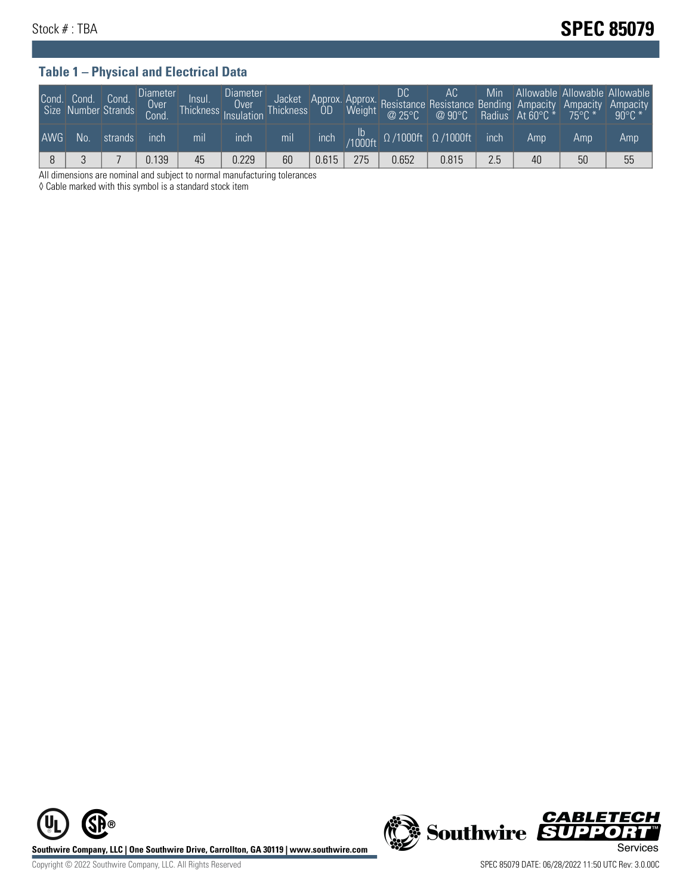### Table 1 – Physical and Electrical Data

| Cond. Size | Cond. Number | Cond. Strands | Diameter Over Cond. | Insul. Thickness | Diameter Over Insulation | Jacket Thickness | Approx. OD | Approx. Weight | DC Resistance @ 25°C | AC Resistance @ 90°C | Min Bending Radius | Allowable Ampacity At 60°C * | Allowable Ampacity 75°C * | Allowable Ampacity 90°C * |
|---|---|---|---|---|---|---|---|---|---|---|---|---|---|---|
| AWG | No. | strands | inch | mil | inch | mil | inch | lb /1000ft | Ω /1000ft | Ω /1000ft | inch | Amp | Amp | Amp |
| 8 | 3 | 7 | 0.139 | 45 | 0.229 | 60 | 0.615 | 275 | 0.652 | 0.815 | 2.5 | 40 | 50 | 55 |

All dimensions are nominal and subject to normal manufacturing tolerances

◊ Cable marked with this symbol is a standard stock item

**Southwire Company, LLC | One Southwire Drive, Carrollton, GA 30119 | www.southwire.com**

Copyright © 2022 Southwire Company, LLC. All Rights Reserved